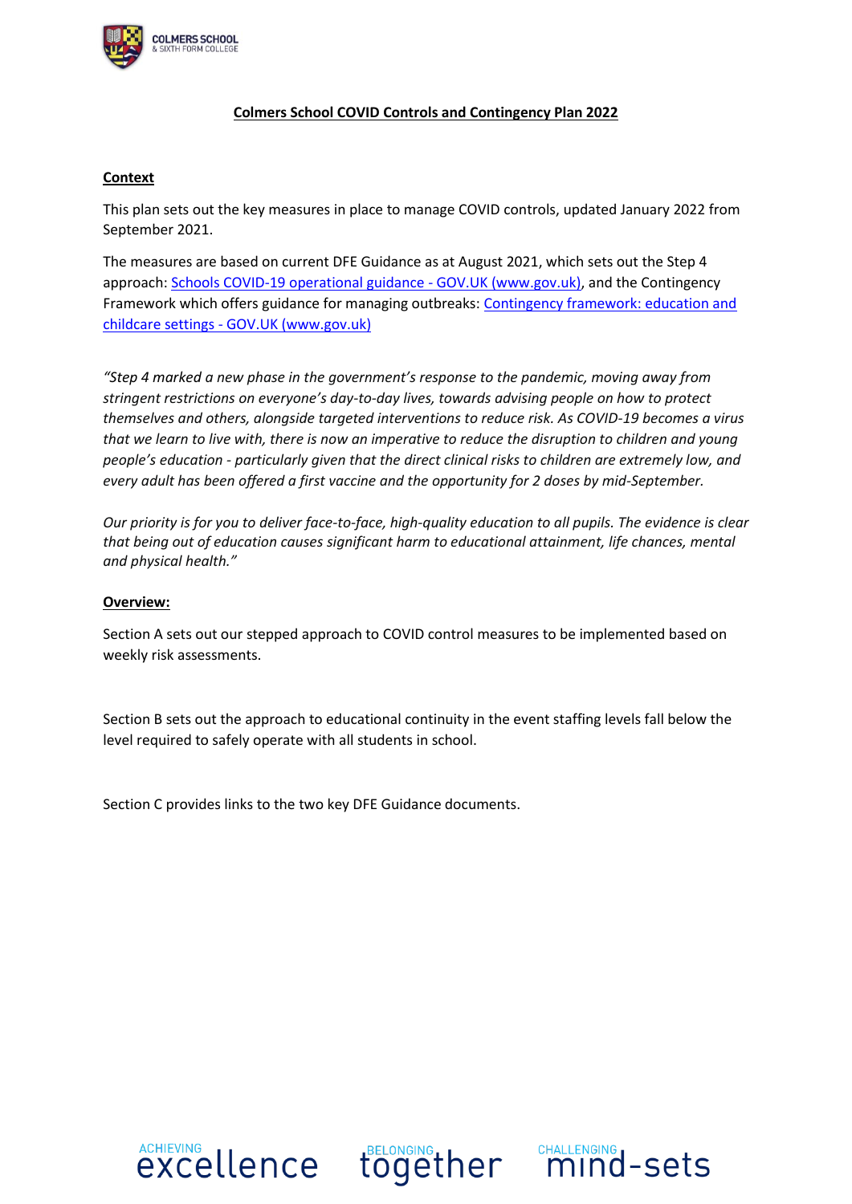# Colmers School COVID Controls and Contingency Plan 2022

## Context

This plan sets out the key measures in place to manage COVID controls, updated January 2022 from September 2021.

The measures are based on current DFE Guidance as at August 2021, which sets out the Step 4 approach: [Schools COVID-19 operational guidance - GOV.UK (www.gov.uk)](), and the Contingency Framework which offers guidance for managing outbreaks: [Contingency framework: education and childcare settings - GOV.UK (www.gov.uk)]()

*"Step 4 marked a new phase in the government's response to the pandemic, moving away from stringent restrictions on everyone's day-to-day lives, towards advising people on how to protect themselves and others, alongside targeted interventions to reduce risk. As COVID-19 becomes a virus that we learn to live with, there is now an imperative to reduce the disruption to children and young people's education - particularly given that the direct clinical risks to children are extremely low, and every adult has been offered a first vaccine and the opportunity for 2 doses by mid-September.*

*Our priority is for you to deliver face-to-face, high-quality education to all pupils. The evidence is clear that being out of education causes significant harm to educational attainment, life chances, mental and physical health."*

## Overview:

Section A sets out our stepped approach to COVID control measures to be implemented based on weekly risk assessments.

Section B sets out the approach to educational continuity in the event staffing levels fall below the level required to safely operate with all students in school.

Section C provides links to the two key DFE Guidance documents.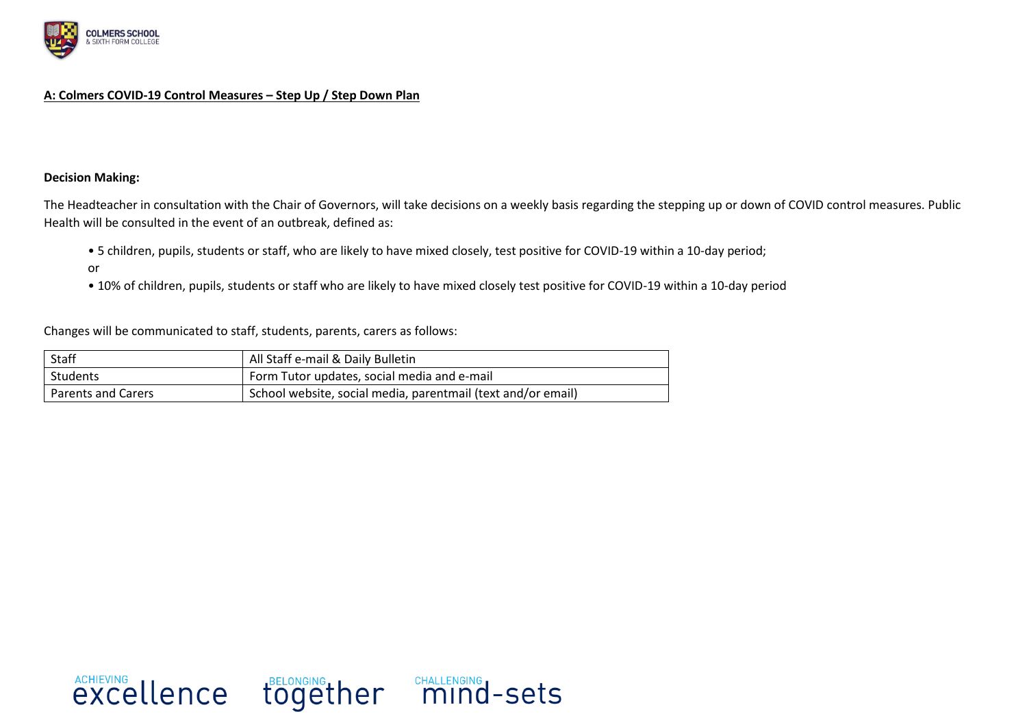**A: Colmers COVID-19 Control Measures – Step Up / Step Down Plan**

**Decision Making:**

The Headteacher in consultation with the Chair of Governors, will take decisions on a weekly basis regarding the stepping up or down of COVID control measures. Public Health will be consulted in the event of an outbreak, defined as:

- 5 children, pupils, students or staff, who are likely to have mixed closely, test positive for COVID-19 within a 10-day period;

or

- 10% of children, pupils, students or staff who are likely to have mixed closely test positive for COVID-19 within a 10-day period

Changes will be communicated to staff, students, parents, carers as follows:

| | |
|---|---|
| Staff | All Staff e-mail & Daily Bulletin |
| Students | Form Tutor updates, social media and e-mail |
| Parents and Carers | School website, social media, parentmail (text and/or email) |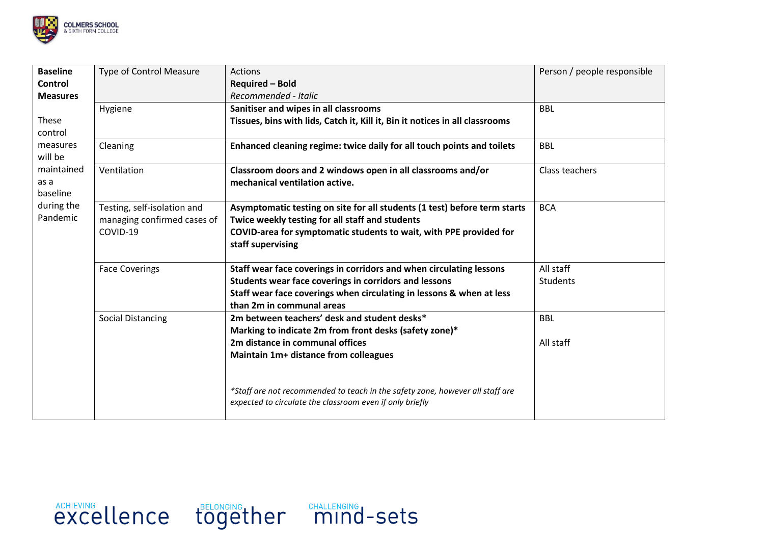| **Baseline Control Measures** These control measures will be maintained as a baseline during the Pandemic | Type of Control Measure | Actions<br>**Required – Bold**<br>*Recommended - Italic* | Person / people responsible |
|---|---|---|---|
| | Hygiene | **Sanitiser and wipes in all classrooms**<br>**Tissues, bins with lids, Catch it, Kill it, Bin it notices in all classrooms** | BBL |
| | Cleaning | **Enhanced cleaning regime: twice daily for all touch points and toilets** | BBL |
| | Ventilation | **Classroom doors and 2 windows open in all classrooms and/or mechanical ventilation active.** | Class teachers |
| | Testing, self-isolation and managing confirmed cases of COVID-19 | **Asymptomatic testing on site for all students (1 test) before term starts**<br>**Twice weekly testing for all staff and students**<br>**COVID-area for symptomatic students to wait, with PPE provided for staff supervising** | BCA |
| | Face Coverings | **Staff wear face coverings in corridors and when circulating lessons**<br>**Students wear face coverings in corridors and lessons**<br>**Staff wear face coverings when circulating in lessons & when at less than 2m in communal areas** | All staff<br>Students |
| | Social Distancing | **2m between teachers' desk and student desks***<br>**Marking to indicate 2m from front desks (safety zone)***<br>**2m distance in communal offices**<br>**Maintain 1m+ distance from colleagues**<br><br>*\*Staff are not recommended to teach in the safety zone, however all staff are expected to circulate the classroom even if only briefly* | BBL<br><br>All staff |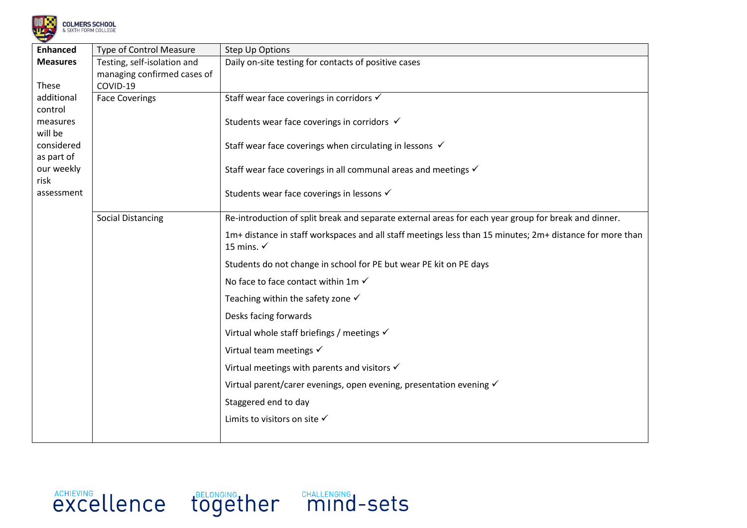| Enhanced Measures | Type of Control Measure | Step Up Options |
|---|---|---|
| These additional control measures will be considered as part of our weekly risk assessment | Testing, self-isolation and managing confirmed cases of COVID-19 | Daily on-site testing for contacts of positive cases |
| | Face Coverings | Staff wear face coverings in corridors ✓<br><br>Students wear face coverings in corridors ✓<br><br>Staff wear face coverings when circulating in lessons ✓<br><br>Staff wear face coverings in all communal areas and meetings ✓<br><br>Students wear face coverings in lessons ✓ |
| | Social Distancing | Re-introduction of split break and separate external areas for each year group for break and dinner.<br><br>1m+ distance in staff workspaces and all staff meetings less than 15 minutes; 2m+ distance for more than 15 mins. ✓<br><br>Students do not change in school for PE but wear PE kit on PE days<br><br>No face to face contact within 1m ✓<br><br>Teaching within the safety zone ✓<br><br>Desks facing forwards<br><br>Virtual whole staff briefings / meetings ✓<br><br>Virtual team meetings ✓<br><br>Virtual meetings with parents and visitors ✓<br><br>Virtual parent/carer evenings, open evening, presentation evening ✓<br><br>Staggered end to day<br><br>Limits to visitors on site ✓ |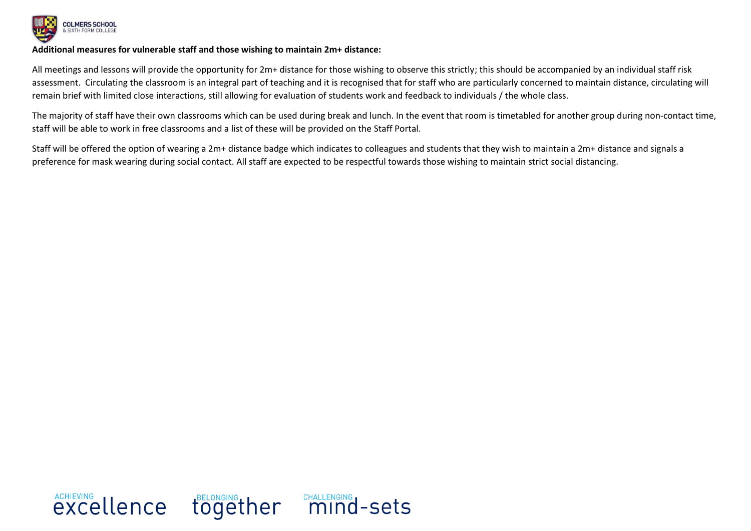**Additional measures for vulnerable staff and those wishing to maintain 2m+ distance:**

All meetings and lessons will provide the opportunity for 2m+ distance for those wishing to observe this strictly; this should be accompanied by an individual staff risk assessment. Circulating the classroom is an integral part of teaching and it is recognised that for staff who are particularly concerned to maintain distance, circulating will remain brief with limited close interactions, still allowing for evaluation of students work and feedback to individuals / the whole class.

The majority of staff have their own classrooms which can be used during break and lunch. In the event that room is timetabled for another group during non-contact time, staff will be able to work in free classrooms and a list of these will be provided on the Staff Portal.

Staff will be offered the option of wearing a 2m+ distance badge which indicates to colleagues and students that they wish to maintain a 2m+ distance and signals a preference for mask wearing during social contact. All staff are expected to be respectful towards those wishing to maintain strict social distancing.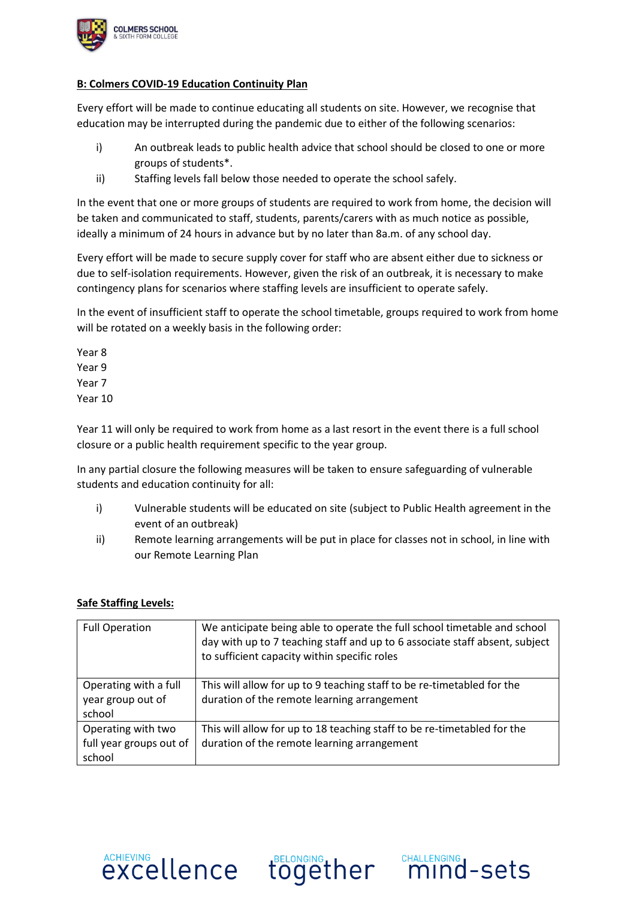**B: Colmers COVID-19 Education Continuity Plan**

Every effort will be made to continue educating all students on site. However, we recognise that education may be interrupted during the pandemic due to either of the following scenarios:

i) An outbreak leads to public health advice that school should be closed to one or more groups of students*.

ii) Staffing levels fall below those needed to operate the school safely.

In the event that one or more groups of students are required to work from home, the decision will be taken and communicated to staff, students, parents/carers with as much notice as possible, ideally a minimum of 24 hours in advance but by no later than 8a.m. of any school day.

Every effort will be made to secure supply cover for staff who are absent either due to sickness or due to self-isolation requirements. However, given the risk of an outbreak, it is necessary to make contingency plans for scenarios where staffing levels are insufficient to operate safely.

In the event of insufficient staff to operate the school timetable, groups required to work from home will be rotated on a weekly basis in the following order:

Year 8
Year 9
Year 7
Year 10

Year 11 will only be required to work from home as a last resort in the event there is a full school closure or a public health requirement specific to the year group.

In any partial closure the following measures will be taken to ensure safeguarding of vulnerable students and education continuity for all:

i) Vulnerable students will be educated on site (subject to Public Health agreement in the event of an outbreak)

ii) Remote learning arrangements will be put in place for classes not in school, in line with our Remote Learning Plan

**Safe Staffing Levels:**

| | |
|---|---|
| Full Operation | We anticipate being able to operate the full school timetable and school day with up to 7 teaching staff and up to 6 associate staff absent, subject to sufficient capacity within specific roles |
| Operating with a full year group out of school | This will allow for up to 9 teaching staff to be re-timetabled for the duration of the remote learning arrangement |
| Operating with two full year groups out of school | This will allow for up to 18 teaching staff to be re-timetabled for the duration of the remote learning arrangement |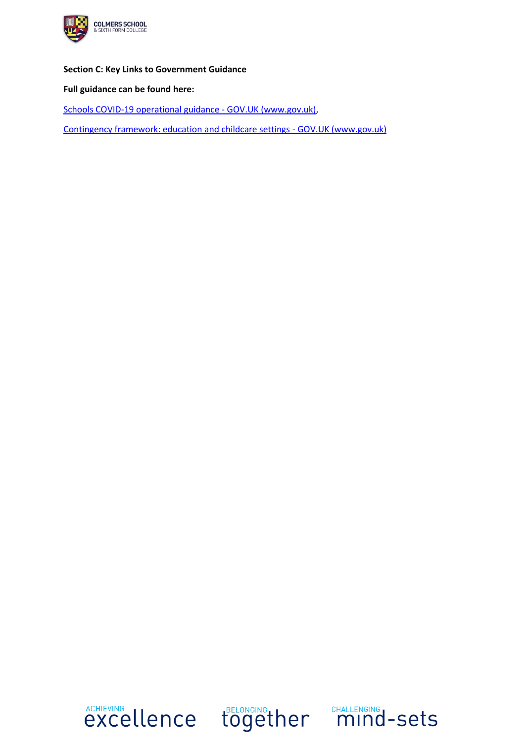**Section C: Key Links to Government Guidance**

**Full guidance can be found here:**

Schools COVID-19 operational guidance - GOV.UK (www.gov.uk),

Contingency framework: education and childcare settings - GOV.UK (www.gov.uk)